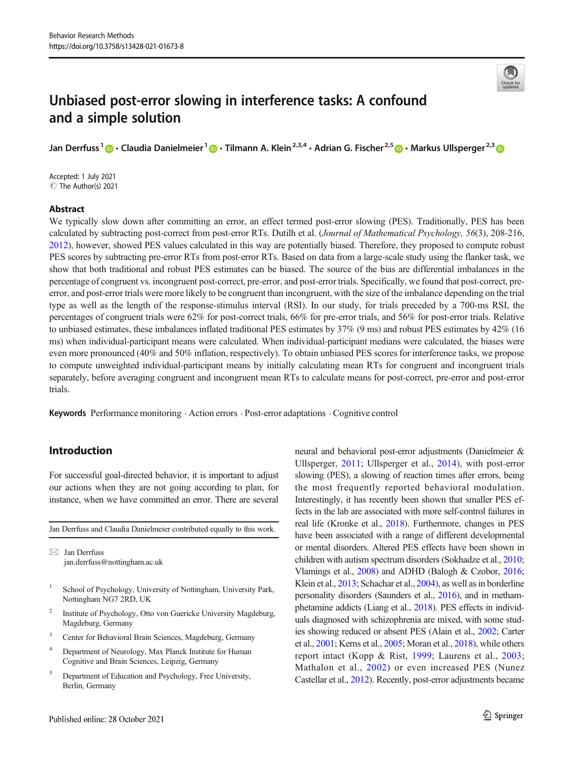# Unbiased post-error slowing in interference tasks: A confound and a simple solution

Jan Derrfuss[1] · Claudia Danielmeier[1] · Tilmann A. Klein[2,3,4] · Adrian G. Fischer[2,5] · Markus Ullsperger[2,3]

Accepted: 1 July 2021
© The Author(s) 2021

## Abstract

We typically slow down after committing an error, an effect termed post-error slowing (PES). Traditionally, PES has been calculated by subtracting post-correct from post-error RTs. Dutilh et al. (*Journal of Mathematical Psychology, 56*(3), 208-216, 2012), however, showed PES values calculated in this way are potentially biased. Therefore, they proposed to compute robust PES scores by subtracting pre-error RTs from post-error RTs. Based on data from a large-scale study using the flanker task, we show that both traditional and robust PES estimates can be biased. The source of the bias are differential imbalances in the percentage of congruent vs. incongruent post-correct, pre-error, and post-error trials. Specifically, we found that post-correct, pre-error, and post-error trials were more likely to be congruent than incongruent, with the size of the imbalance depending on the trial type as well as the length of the response-stimulus interval (RSI). In our study, for trials preceded by a 700-ms RSI, the percentages of congruent trials were 62% for post-correct trials, 66% for pre-error trials, and 56% for post-error trials. Relative to unbiased estimates, these imbalances inflated traditional PES estimates by 37% (9 ms) and robust PES estimates by 42% (16 ms) when individual-participant means were calculated. When individual-participant medians were calculated, the biases were even more pronounced (40% and 50% inflation, respectively). To obtain unbiased PES scores for interference tasks, we propose to compute unweighted individual-participant means by initially calculating mean RTs for congruent and incongruent trials separately, before averaging congruent and incongruent mean RTs to calculate means for post-correct, pre-error and post-error trials.

**Keywords** Performance monitoring · Action errors · Post-error adaptations · Cognitive control

## Introduction

For successful goal-directed behavior, it is important to adjust our actions when they are not going according to plan, for instance, when we have committed an error. There are several neural and behavioral post-error adjustments (Danielmeier & Ullsperger, 2011; Ullsperger et al., 2014), with post-error slowing (PES), a slowing of reaction times after errors, being the most frequently reported behavioral modulation. Interestingly, it has recently been shown that smaller PES effects in the lab are associated with more self-control failures in real life (Kronke et al., 2018). Furthermore, changes in PES have been associated with a range of different developmental or mental disorders. Altered PES effects have been shown in children with autism spectrum disorders (Sokhadze et al., 2010; Vlamings et al., 2008) and ADHD (Balogh & Czobor, 2016; Klein et al., 2013; Schachar et al., 2004), as well as in borderline personality disorders (Saunders et al., 2016), and in methamphetamine addicts (Liang et al., 2018). PES effects in individuals diagnosed with schizophrenia are mixed, with some studies showing reduced or absent PES (Alain et al., 2002; Carter et al., 2001; Kerns et al., 2005; Moran et al., 2018), while others report intact (Kopp & Rist, 1999; Laurens et al., 2003; Mathalon et al., 2002) or even increased PES (Nunez Castellar et al., 2012). Recently, post-error adjustments became

---

Jan Derrfuss and Claudia Danielmeier contributed equally to this work.

✉ Jan Derrfuss
jan.derrfuss@nottingham.ac.uk

[1] School of Psychology, University of Nottingham, University Park, Nottingham NG7 2RD, UK

[2] Institute of Psychology, Otto von Guericke University Magdeburg, Magdeburg, Germany

[3] Center for Behavioral Brain Sciences, Magdeburg, Germany

[4] Department of Neurology, Max Planck Institute for Human Cognitive and Brain Sciences, Leipzig, Germany

[5] Department of Education and Psychology, Free University, Berlin, Germany

Published online: 28 October 2021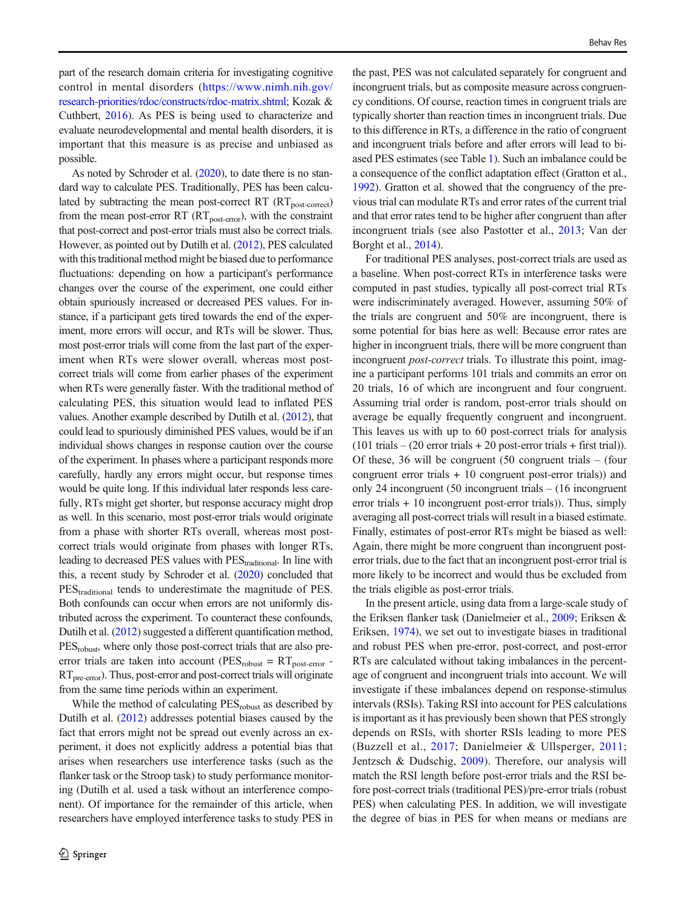part of the research domain criteria for investigating cognitive control in mental disorders (https://www.nimh.nih.gov/research-priorities/rdoc/constructs/rdoc-matrix.shtml; Kozak & Cuthbert, 2016). As PES is being used to characterize and evaluate neurodevelopmental and mental health disorders, it is important that this measure is as precise and unbiased as possible.

As noted by Schroder et al. (2020), to date there is no standard way to calculate PES. Traditionally, PES has been calculated by subtracting the mean post-correct RT ($RT_{post\text{-}correct}$) from the mean post-error RT ($RT_{post\text{-}error}$), with the constraint that post-correct and post-error trials must also be correct trials. However, as pointed out by Dutilh et al. (2012), PES calculated with this traditional method might be biased due to performance fluctuations: depending on how a participant's performance changes over the course of the experiment, one could either obtain spuriously increased or decreased PES values. For instance, if a participant gets tired towards the end of the experiment, more errors will occur, and RTs will be slower. Thus, most post-error trials will come from the last part of the experiment when RTs were slower overall, whereas most post-correct trials will come from earlier phases of the experiment when RTs were generally faster. With the traditional method of calculating PES, this situation would lead to inflated PES values. Another example described by Dutilh et al. (2012), that could lead to spuriously diminished PES values, would be if an individual shows changes in response caution over the course of the experiment. In phases where a participant responds more carefully, hardly any errors might occur, but response times would be quite long. If this individual later responds less carefully, RTs might get shorter, but response accuracy might drop as well. In this scenario, most post-error trials would originate from a phase with shorter RTs overall, whereas most post-correct trials would originate from phases with longer RTs, leading to decreased PES values with $PES_{traditional}$. In line with this, a recent study by Schroder et al. (2020) concluded that $PES_{traditional}$ tends to underestimate the magnitude of PES. Both confounds can occur when errors are not uniformly distributed across the experiment. To counteract these confounds, Dutilh et al. (2012) suggested a different quantification method, $PES_{robust}$, where only those post-correct trials that are also pre-error trials are taken into account ($PES_{robust} = RT_{post\text{-}error} - RT_{pre\text{-}error}$). Thus, post-error and post-correct trials will originate from the same time periods within an experiment.

While the method of calculating $PES_{robust}$ as described by Dutilh et al. (2012) addresses potential biases caused by the fact that errors might not be spread out evenly across an experiment, it does not explicitly address a potential bias that arises when researchers use interference tasks (such as the flanker task or the Stroop task) to study performance monitoring (Dutilh et al. used a task without an interference component). Of importance for the remainder of this article, when researchers have employed interference tasks to study PES in the past, PES was not calculated separately for congruent and incongruent trials, but as composite measure across congruency conditions. Of course, reaction times in congruent trials are typically shorter than reaction times in incongruent trials. Due to this difference in RTs, a difference in the ratio of congruent and incongruent trials before and after errors will lead to biased PES estimates (see Table 1). Such an imbalance could be a consequence of the conflict adaptation effect (Gratton et al., 1992). Gratton et al. showed that the congruency of the previous trial can modulate RTs and error rates of the current trial and that error rates tend to be higher after congruent than after incongruent trials (see also Pastotter et al., 2013; Van der Borght et al., 2014).

For traditional PES analyses, post-correct trials are used as a baseline. When post-correct RTs in interference tasks were computed in past studies, typically all post-correct trial RTs were indiscriminately averaged. However, assuming 50% of the trials are congruent and 50% are incongruent, there is some potential for bias here as well: Because error rates are higher in incongruent trials, there will be more congruent than incongruent *post-correct* trials. To illustrate this point, imagine a participant performs 101 trials and commits an error on 20 trials, 16 of which are incongruent and four congruent. Assuming trial order is random, post-error trials should on average be equally frequently congruent and incongruent. This leaves us with up to 60 post-correct trials for analysis (101 trials – (20 error trials + 20 post-error trials + first trial)). Of these, 36 will be congruent (50 congruent trials – (four congruent error trials + 10 congruent post-error trials)) and only 24 incongruent (50 incongruent trials – (16 incongruent error trials + 10 incongruent post-error trials)). Thus, simply averaging all post-correct trials will result in a biased estimate. Finally, estimates of post-error RTs might be biased as well: Again, there might be more congruent than incongruent post-error trials, due to the fact that an incongruent post-error trial is more likely to be incorrect and would thus be excluded from the trials eligible as post-error trials.

In the present article, using data from a large-scale study of the Eriksen flanker task (Danielmeier et al., 2009; Eriksen & Eriksen, 1974), we set out to investigate biases in traditional and robust PES when pre-error, post-correct, and post-error RTs are calculated without taking imbalances in the percentage of congruent and incongruent trials into account. We will investigate if these imbalances depend on response-stimulus intervals (RSIs). Taking RSI into account for PES calculations is important as it has previously been shown that PES strongly depends on RSIs, with shorter RSIs leading to more PES (Buzzell et al., 2017; Danielmeier & Ullsperger, 2011; Jentzsch & Dudschig, 2009). Therefore, our analysis will match the RSI length before post-error trials and the RSI before post-correct trials (traditional PES)/pre-error trials (robust PES) when calculating PES. In addition, we will investigate the degree of bias in PES for when means or medians are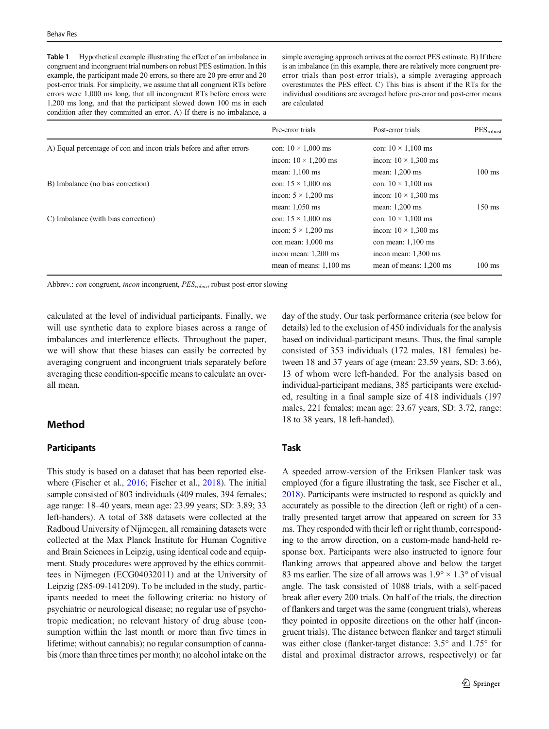**Table 1** Hypothetical example illustrating the effect of an imbalance in congruent and incongruent trial numbers on robust PES estimation. In this example, the participant made 20 errors, so there are 20 pre-error and 20 post-error trials. For simplicity, we assume that all congruent RTs before errors were 1,000 ms long, that all incongruent RTs before errors were 1,200 ms long, and that the participant slowed down 100 ms in each condition after they committed an error. A) If there is no imbalance, a simple averaging approach arrives at the correct PES estimate. B) If there is an imbalance (in this example, there are relatively more congruent pre-error trials than post-error trials), a simple averaging approach overestimates the PES effect. C) This bias is absent if the RTs for the individual conditions are averaged before pre-error and post-error means are calculated

| | Pre-error trials | Post-error trials | $PES_{robust}$ |
|---|---|---|---|
| A) Equal percentage of con and incon trials before and after errors | con: 10 × 1,000 ms | con: 10 × 1,100 ms | |
| | incon: 10 × 1,200 ms | incon: 10 × 1,300 ms | |
| | mean: 1,100 ms | mean: 1,200 ms | 100 ms |
| B) Imbalance (no bias correction) | con: 15 × 1,000 ms | con: 10 × 1,100 ms | |
| | incon: 5 × 1,200 ms | incon: 10 × 1,300 ms | |
| | mean: 1,050 ms | mean: 1,200 ms | 150 ms |
| C) Imbalance (with bias correction) | con: 15 × 1,000 ms | con: 10 × 1,100 ms | |
| | incon: 5 × 1,200 ms | incon: 10 × 1,300 ms | |
| | con mean: 1,000 ms | con mean: 1,100 ms | |
| | incon mean: 1,200 ms | incon mean: 1,300 ms | |
| | mean of means: 1,100 ms | mean of means: 1,200 ms | 100 ms |

Abbrev.: *con* congruent, *incon* incongruent, $PES_{robust}$ robust post-error slowing

calculated at the level of individual participants. Finally, we will use synthetic data to explore biases across a range of imbalances and interference effects. Throughout the paper, we will show that these biases can easily be corrected by averaging congruent and incongruent trials separately before averaging these condition-specific means to calculate an overall mean.

## Method

### Participants

This study is based on a dataset that has been reported elsewhere (Fischer et al., 2016; Fischer et al., 2018). The initial sample consisted of 803 individuals (409 males, 394 females; age range: 18–40 years, mean age: 23.99 years; SD: 3.89; 33 left-handers). A total of 388 datasets were collected at the Radboud University of Nijmegen, all remaining datasets were collected at the Max Planck Institute for Human Cognitive and Brain Sciences in Leipzig, using identical code and equipment. Study procedures were approved by the ethics committees in Nijmegen (ECG04032011) and at the University of Leipzig (285-09-141209). To be included in the study, participants needed to meet the following criteria: no history of psychiatric or neurological disease; no regular use of psychotropic medication; no relevant history of drug abuse (consumption within the last month or more than five times in lifetime; without cannabis); no regular consumption of cannabis (more than three times per month); no alcohol intake on the day of the study. Our task performance criteria (see below for details) led to the exclusion of 450 individuals for the analysis based on individual-participant means. Thus, the final sample consisted of 353 individuals (172 males, 181 females) between 18 and 37 years of age (mean: 23.59 years, SD: 3.66), 13 of whom were left-handed. For the analysis based on individual-participant medians, 385 participants were excluded, resulting in a final sample size of 418 individuals (197 males, 221 females; mean age: 23.67 years, SD: 3.72, range: 18 to 38 years, 18 left-handed).

### Task

A speeded arrow-version of the Eriksen Flanker task was employed (for a figure illustrating the task, see Fischer et al., 2018). Participants were instructed to respond as quickly and accurately as possible to the direction (left or right) of a centrally presented target arrow that appeared on screen for 33 ms. They responded with their left or right thumb, corresponding to the arrow direction, on a custom-made hand-held response box. Participants were also instructed to ignore four flanking arrows that appeared above and below the target 83 ms earlier. The size of all arrows was 1.9° × 1.3° of visual angle. The task consisted of 1088 trials, with a self-paced break after every 200 trials. On half of the trials, the direction of flankers and target was the same (congruent trials), whereas they pointed in opposite directions on the other half (incongruent trials). The distance between flanker and target stimuli was either close (flanker-target distance: 3.5° and 1.75° for distal and proximal distractor arrows, respectively) or far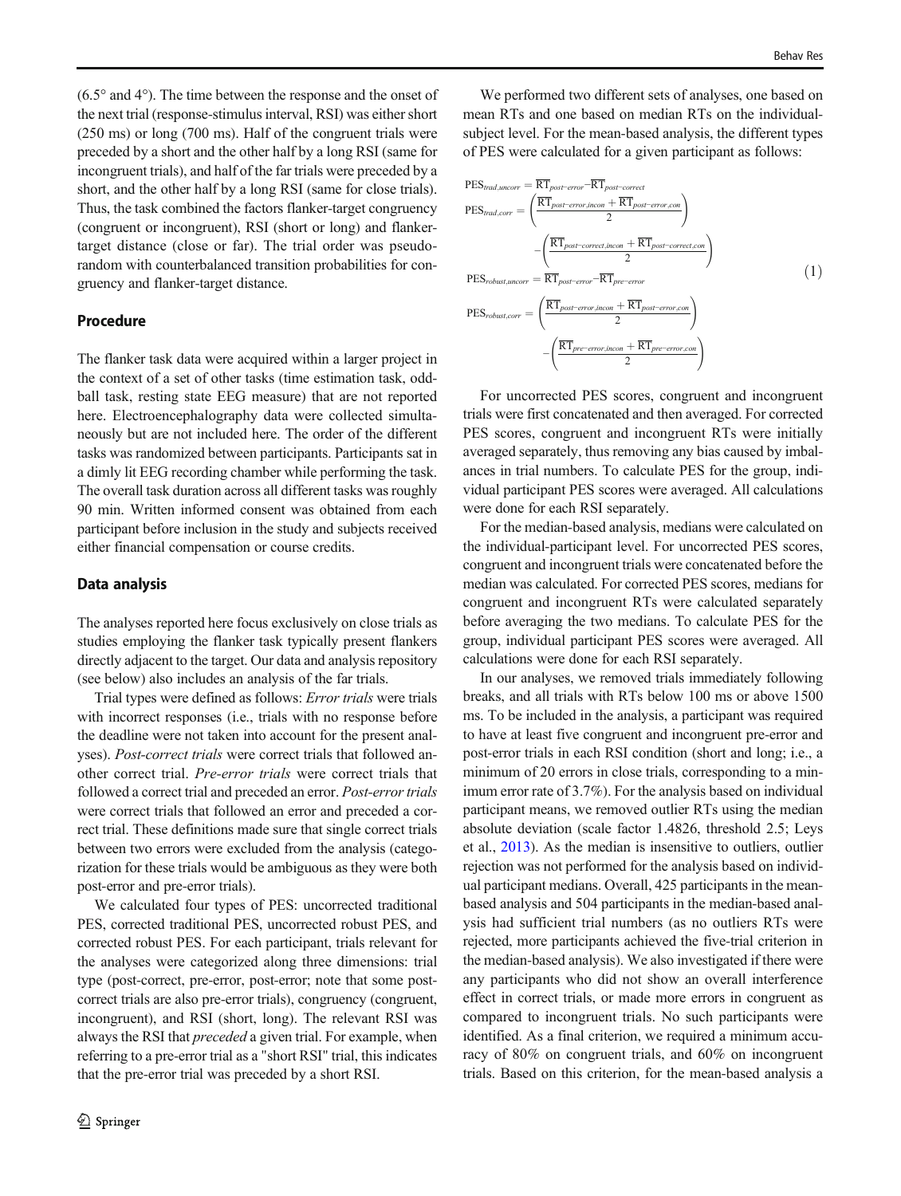(6.5° and 4°). The time between the response and the onset of the next trial (response-stimulus interval, RSI) was either short (250 ms) or long (700 ms). Half of the congruent trials were preceded by a short and the other half by a long RSI (same for incongruent trials), and half of the far trials were preceded by a short, and the other half by a long RSI (same for close trials). Thus, the task combined the factors flanker-target congruency (congruent or incongruent), RSI (short or long) and flanker-target distance (close or far). The trial order was pseudo-random with counterbalanced transition probabilities for congruency and flanker-target distance.

### Procedure

The flanker task data were acquired within a larger project in the context of a set of other tasks (time estimation task, oddball task, resting state EEG measure) that are not reported here. Electroencephalography data were collected simultaneously but are not included here. The order of the different tasks was randomized between participants. Participants sat in a dimly lit EEG recording chamber while performing the task. The overall task duration across all different tasks was roughly 90 min. Written informed consent was obtained from each participant before inclusion in the study and subjects received either financial compensation or course credits.

### Data analysis

The analyses reported here focus exclusively on close trials as studies employing the flanker task typically present flankers directly adjacent to the target. Our data and analysis repository (see below) also includes an analysis of the far trials.

Trial types were defined as follows: *Error trials* were trials with incorrect responses (i.e., trials with no response before the deadline were not taken into account for the present analyses). *Post-correct trials* were correct trials that followed another correct trial. *Pre-error trials* were correct trials that followed a correct trial and preceded an error. *Post-error trials* were correct trials that followed an error and preceded a correct trial. These definitions made sure that single correct trials between two errors were excluded from the analysis (categorization for these trials would be ambiguous as they were both post-error and pre-error trials).

We calculated four types of PES: uncorrected traditional PES, corrected traditional PES, uncorrected robust PES, and corrected robust PES. For each participant, trials relevant for the analyses were categorized along three dimensions: trial type (post-correct, pre-error, post-error; note that some post-correct trials are also pre-error trials), congruency (congruent, incongruent), and RSI (short, long). The relevant RSI was always the RSI that *preceded* a given trial. For example, when referring to a pre-error trial as a "short RSI" trial, this indicates that the pre-error trial was preceded by a short RSI.

We performed two different sets of analyses, one based on mean RTs and one based on median RTs on the individual-subject level. For the mean-based analysis, the different types of PES were calculated for a given participant as follows:

$$
\begin{aligned}
\mathrm{PES}_{trad,uncorr} &= \overline{\mathrm{RT}}_{post-error} - \overline{\mathrm{RT}}_{post-correct} \\
\mathrm{PES}_{trad,corr} &= \left(\frac{\overline{\mathrm{RT}}_{post-error,incon} + \overline{\mathrm{RT}}_{post-error,con}}{2}\right) - \left(\frac{\overline{\mathrm{RT}}_{post-correct,incon} + \overline{\mathrm{RT}}_{post-correct,con}}{2}\right) \\
\mathrm{PES}_{robust,uncorr} &= \overline{\mathrm{RT}}_{post-error} - \overline{\mathrm{RT}}_{pre-error} \\
\mathrm{PES}_{robust,corr} &= \left(\frac{\overline{\mathrm{RT}}_{post-error,incon} + \overline{\mathrm{RT}}_{post-error,con}}{2}\right) - \left(\frac{\overline{\mathrm{RT}}_{pre-error,incon} + \overline{\mathrm{RT}}_{pre-error,con}}{2}\right)
\end{aligned} \tag{1}
$$

For uncorrected PES scores, congruent and incongruent trials were first concatenated and then averaged. For corrected PES scores, congruent and incongruent RTs were initially averaged separately, thus removing any bias caused by imbalances in trial numbers. To calculate PES for the group, individual participant PES scores were averaged. All calculations were done for each RSI separately.

For the median-based analysis, medians were calculated on the individual-participant level. For uncorrected PES scores, congruent and incongruent trials were concatenated before the median was calculated. For corrected PES scores, medians for congruent and incongruent RTs were calculated separately before averaging the two medians. To calculate PES for the group, individual participant PES scores were averaged. All calculations were done for each RSI separately.

In our analyses, we removed trials immediately following breaks, and all trials with RTs below 100 ms or above 1500 ms. To be included in the analysis, a participant was required to have at least five congruent and incongruent pre-error and post-error trials in each RSI condition (short and long; i.e., a minimum of 20 errors in close trials, corresponding to a minimum error rate of 3.7%). For the analysis based on individual participant means, we removed outlier RTs using the median absolute deviation (scale factor 1.4826, threshold 2.5; Leys et al., 2013). As the median is insensitive to outliers, outlier rejection was not performed for the analysis based on individual participant medians. Overall, 425 participants in the mean-based analysis and 504 participants in the median-based analysis had sufficient trial numbers (as no outliers RTs were rejected, more participants achieved the five-trial criterion in the median-based analysis). We also investigated if there were any participants who did not show an overall interference effect in correct trials, or made more errors in congruent as compared to incongruent trials. No such participants were identified. As a final criterion, we required a minimum accuracy of 80% on congruent trials, and 60% on incongruent trials. Based on this criterion, for the mean-based analysis a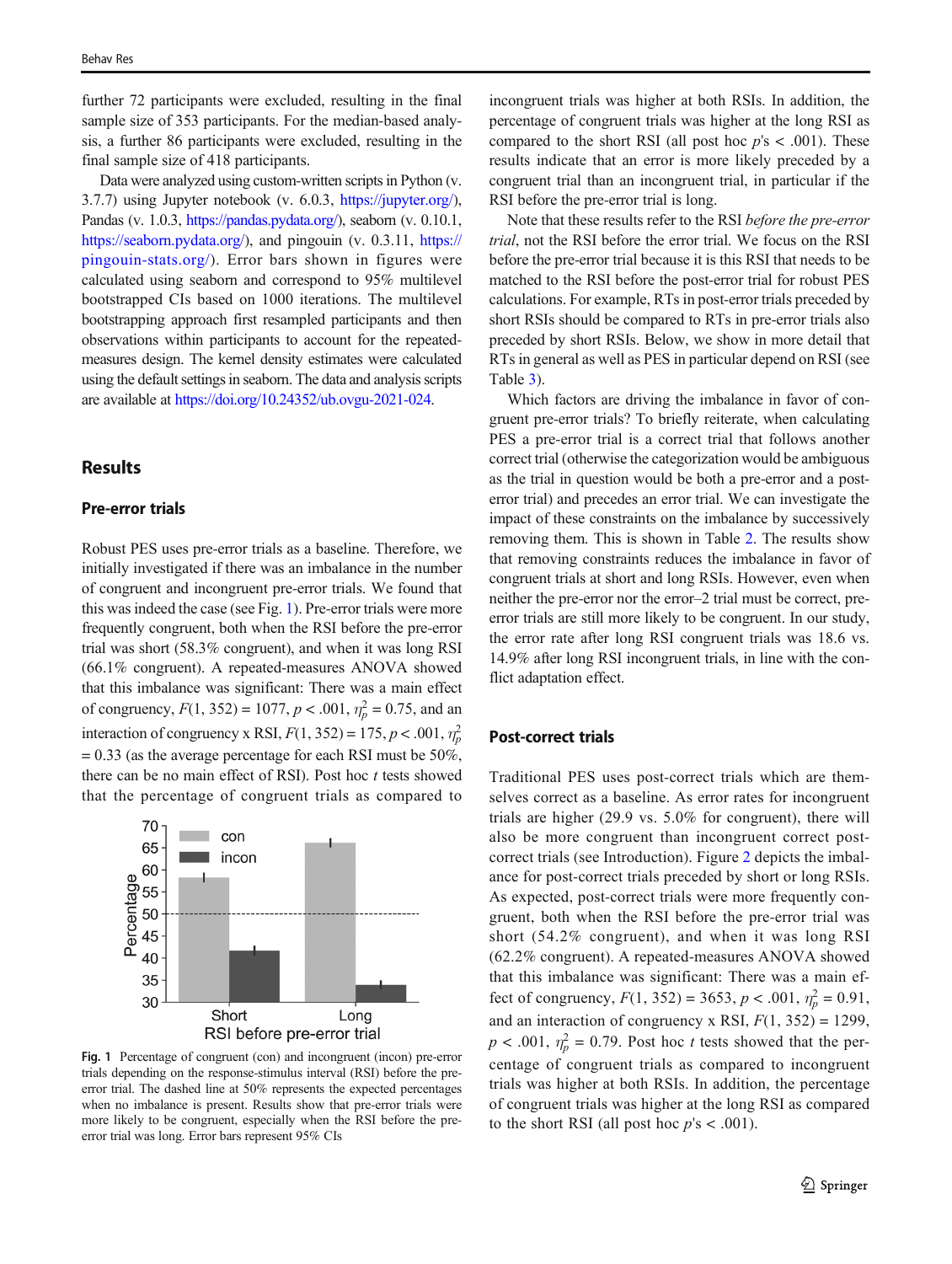further 72 participants were excluded, resulting in the final sample size of 353 participants. For the median-based analysis, a further 86 participants were excluded, resulting in the final sample size of 418 participants.

Data were analyzed using custom-written scripts in Python (v. 3.7.7) using Jupyter notebook (v. 6.0.3, https://jupyter.org/), Pandas (v. 1.0.3, https://pandas.pydata.org/), seaborn (v. 0.10.1, https://seaborn.pydata.org/), and pingouin (v. 0.3.11, https://pingouin-stats.org/). Error bars shown in figures were calculated using seaborn and correspond to 95% multilevel bootstrapped CIs based on 1000 iterations. The multilevel bootstrapping approach first resampled participants and then observations within participants to account for the repeated-measures design. The kernel density estimates were calculated using the default settings in seaborn. The data and analysis scripts are available at https://doi.org/10.24352/ub.ovgu-2021-024.

## Results

### Pre-error trials

Robust PES uses pre-error trials as a baseline. Therefore, we initially investigated if there was an imbalance in the number of congruent and incongruent pre-error trials. We found that this was indeed the case (see Fig. 1). Pre-error trials were more frequently congruent, both when the RSI before the pre-error trial was short (58.3% congruent), and when it was long RSI (66.1% congruent). A repeated-measures ANOVA showed that this imbalance was significant: There was a main effect of congruency, $F(1, 352) = 1077$, $p < .001$, $\eta_p^2 = 0.75$, and an interaction of congruency x RSI, $F(1, 352) = 175$, $p < .001$, $\eta_p^2 = 0.33$ (as the average percentage for each RSI must be 50%, there can be no main effect of RSI). Post hoc $t$ tests showed that the percentage of congruent trials as compared to incongruent trials was higher at both RSIs. In addition, the percentage of congruent trials was higher at the long RSI as compared to the short RSI (all post hoc $p$'s < .001). These results indicate that an error is more likely preceded by a congruent trial than an incongruent trial, in particular if the RSI before the pre-error trial is long.

Percentage
70
65
60
55
50
45
40
35
30
con
incon
Short
Long
RSI before pre-error trial

**Fig. 1** Percentage of congruent (con) and incongruent (incon) pre-error trials depending on the response-stimulus interval (RSI) before the pre-error trial. The dashed line at 50% represents the expected percentages when no imbalance is present. Results show that pre-error trials were more likely to be congruent, especially when the RSI before the pre-error trial was long. Error bars represent 95% CIs

Note that these results refer to the RSI *before the pre-error trial*, not the RSI before the error trial. We focus on the RSI before the pre-error trial because it is this RSI that needs to be matched to the RSI before the post-error trial for robust PES calculations. For example, RTs in post-error trials preceded by short RSIs should be compared to RTs in pre-error trials also preceded by short RSIs. Below, we show in more detail that RTs in general as well as PES in particular depend on RSI (see Table 3).

Which factors are driving the imbalance in favor of congruent pre-error trials? To briefly reiterate, when calculating PES a pre-error trial is a correct trial that follows another correct trial (otherwise the categorization would be ambiguous as the trial in question would be both a pre-error and a post-error trial) and precedes an error trial. We can investigate the impact of these constraints on the imbalance by successively removing them. This is shown in Table 2. The results show that removing constraints reduces the imbalance in favor of congruent trials at short and long RSIs. However, even when neither the pre-error nor the error–2 trial must be correct, pre-error trials are still more likely to be congruent. In our study, the error rate after long RSI congruent trials was 18.6 vs. 14.9% after long RSI incongruent trials, in line with the conflict adaptation effect.

### Post-correct trials

Traditional PES uses post-correct trials which are themselves correct as a baseline. As error rates for incongruent trials are higher (29.9 vs. 5.0% for congruent), there will also be more congruent than incongruent correct post-correct trials (see Introduction). Figure 2 depicts the imbalance for post-correct trials preceded by short or long RSIs. As expected, post-correct trials were more frequently congruent, both when the RSI before the pre-error trial was short (54.2% congruent), and when it was long RSI (62.2% congruent). A repeated-measures ANOVA showed that this imbalance was significant: There was a main effect of congruency, $F(1, 352) = 3653$, $p < .001$, $\eta_p^2 = 0.91$, and an interaction of congruency x RSI, $F(1, 352) = 1299$, $p < .001$, $\eta_p^2 = 0.79$. Post hoc $t$ tests showed that the percentage of congruent trials as compared to incongruent trials was higher at both RSIs. In addition, the percentage of congruent trials was higher at the long RSI as compared to the short RSI (all post hoc $p$'s < .001).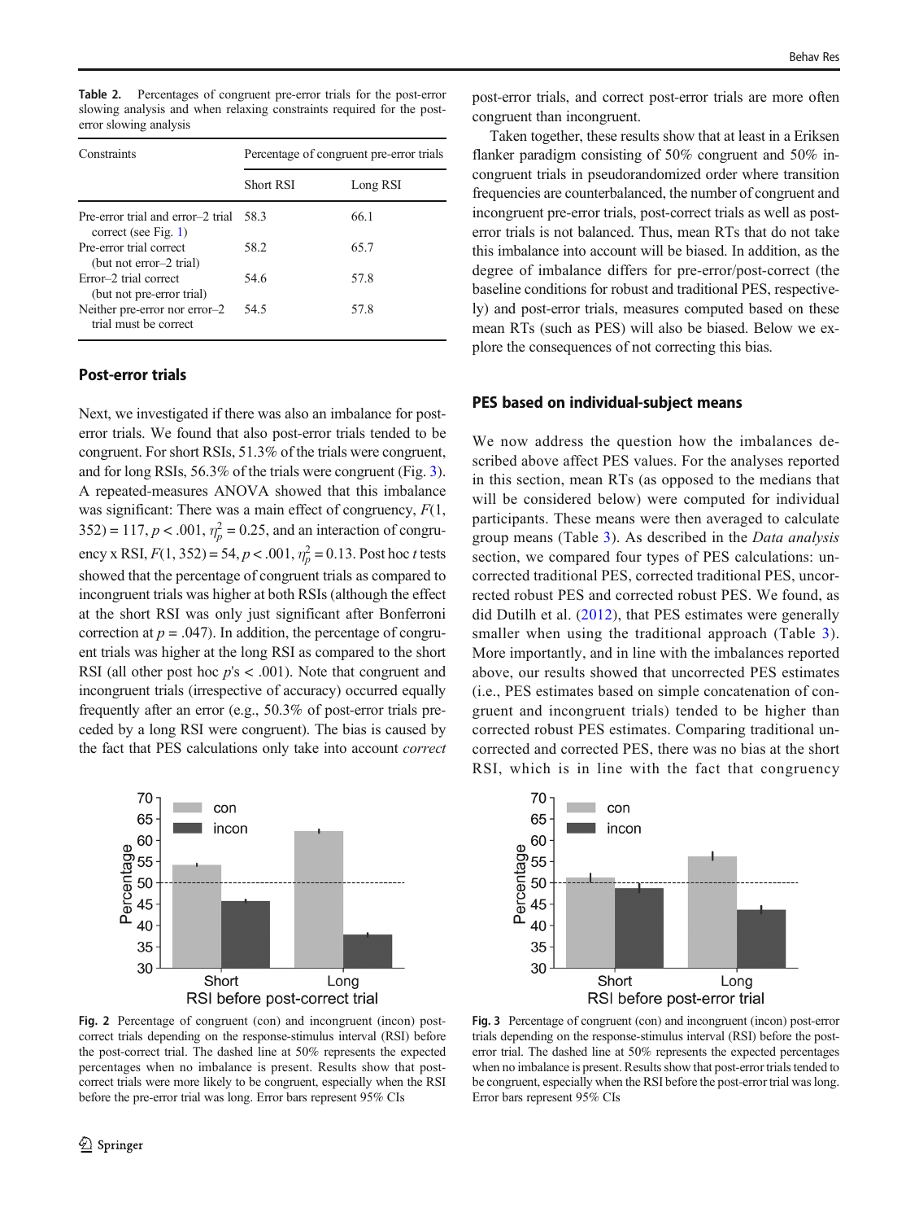**Table 2.** Percentages of congruent pre-error trials for the post-error slowing analysis and when relaxing constraints required for the post-error slowing analysis

| Constraints | Percentage of congruent pre-error trials | |
|---|---|---|
| | Short RSI | Long RSI |
| Pre-error trial and error–2 trial correct (see Fig. 1) | 58.3 | 66.1 |
| Pre-error trial correct (but not error–2 trial) | 58.2 | 65.7 |
| Error–2 trial correct (but not pre-error trial) | 54.6 | 57.8 |
| Neither pre-error nor error–2 trial must be correct | 54.5 | 57.8 |

### Post-error trials

Next, we investigated if there was also an imbalance for post-error trials. We found that also post-error trials tended to be congruent. For short RSIs, 51.3% of the trials were congruent, and for long RSIs, 56.3% of the trials were congruent (Fig. 3). A repeated-measures ANOVA showed that this imbalance was significant: There was a main effect of congruency, $F(1, 352) = 117$, $p < .001$, $\eta_p^2 = 0.25$, and an interaction of congruency x RSI, $F(1, 352) = 54$, $p < .001$, $\eta_p^2 = 0.13$. Post hoc $t$ tests showed that the percentage of congruent trials as compared to incongruent trials was higher at both RSIs (although the effect at the short RSI was only just significant after Bonferroni correction at $p = .047$). In addition, the percentage of congruent trials was higher at the long RSI as compared to the short RSI (all other post hoc $p$'s $< .001$). Note that congruent and incongruent trials (irrespective of accuracy) occurred equally frequently after an error (e.g., 50.3% of post-error trials preceded by a long RSI were congruent). The bias is caused by the fact that PES calculations only take into account *correct* post-error trials, and correct post-error trials are more often congruent than incongruent.

Taken together, these results show that at least in a Eriksen flanker paradigm consisting of 50% congruent and 50% incongruent trials in pseudorandomized order where transition frequencies are counterbalanced, the number of congruent and incongruent pre-error trials, post-correct trials as well as post-error trials is not balanced. Thus, mean RTs that do not take this imbalance into account will be biased. In addition, as the degree of imbalance differs for pre-error/post-correct (the baseline conditions for robust and traditional PES, respectively) and post-error trials, measures computed based on these mean RTs (such as PES) will also be biased. Below we explore the consequences of not correcting this bias.

### PES based on individual-subject means

We now address the question how the imbalances described above affect PES values. For the analyses reported in this section, mean RTs (as opposed to the medians that will be considered below) were computed for individual participants. These means were then averaged to calculate group means (Table 3). As described in the *Data analysis* section, we compared four types of PES calculations: uncorrected traditional PES, corrected traditional PES, uncorrected robust PES and corrected robust PES. We found, as did Dutilh et al. (2012), that PES estimates were generally smaller when using the traditional approach (Table 3). More importantly, and in line with the imbalances reported above, our results showed that uncorrected PES estimates (i.e., PES estimates based on simple concatenation of congruent and incongruent trials) tended to be higher than corrected robust PES estimates. Comparing traditional uncorrected and corrected PES, there was no bias at the short RSI, which is in line with the fact that congruency

70
65
60
55
50
45
40
35
30
Percentage
con
incon
Short
Long
RSI before post-correct trial

**Fig. 2** Percentage of congruent (con) and incongruent (incon) post-correct trials depending on the response-stimulus interval (RSI) before the post-correct trial. The dashed line at 50% represents the expected percentages when no imbalance is present. Results show that post-correct trials were more likely to be congruent, especially when the RSI before the pre-error trial was long. Error bars represent 95% CIs

70
65
60
55
50
45
40
35
30
Percentage
con
incon
Short
Long
RSI before post-error trial

**Fig. 3** Percentage of congruent (con) and incongruent (incon) post-error trials depending on the response-stimulus interval (RSI) before the post-error trial. The dashed line at 50% represents the expected percentages when no imbalance is present. Results show that post-error trials tended to be congruent, especially when the RSI before the post-error trial was long. Error bars represent 95% CIs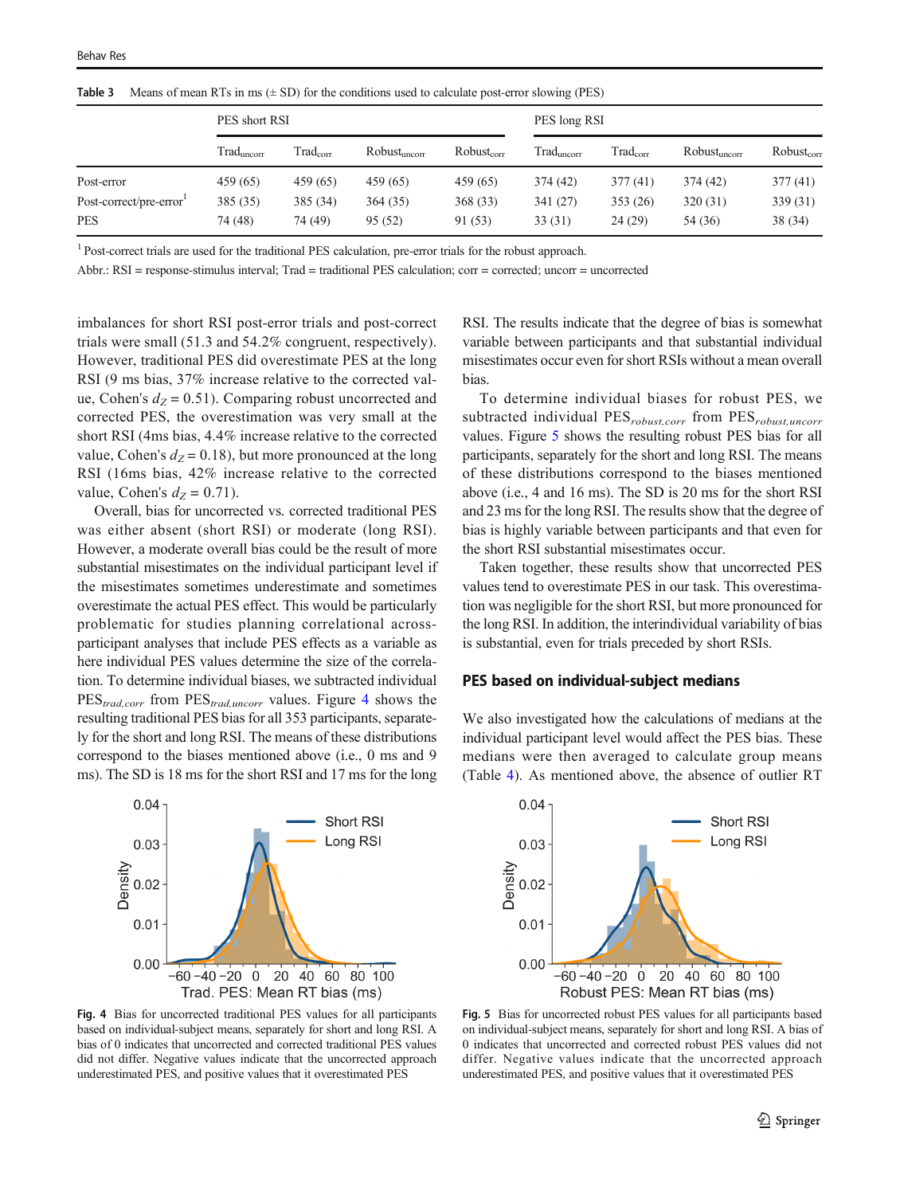**Table 3** Means of mean RTs in ms (± SD) for the conditions used to calculate post-error slowing (PES)

| | PES short RSI | | | | PES long RSI | | | |
|---|---|---|---|---|---|---|---|---|
| | $\text{Trad}_{\text{uncorr}}$ | $\text{Trad}_{\text{corr}}$ | $\text{Robust}_{\text{uncorr}}$ | $\text{Robust}_{\text{corr}}$ | $\text{Trad}_{\text{uncorr}}$ | $\text{Trad}_{\text{corr}}$ | $\text{Robust}_{\text{uncorr}}$ | $\text{Robust}_{\text{corr}}$ |
| Post-error | 459 (65) | 459 (65) | 459 (65) | 459 (65) | 374 (42) | 377 (41) | 374 (42) | 377 (41) |
| Post-correct/pre-error[1] | 385 (35) | 385 (34) | 364 (35) | 368 (33) | 341 (27) | 353 (26) | 320 (31) | 339 (31) |
| PES | 74 (48) | 74 (49) | 95 (52) | 91 (53) | 33 (31) | 24 (29) | 54 (36) | 38 (34) |

[1] Post-correct trials are used for the traditional PES calculation, pre-error trials for the robust approach.

Abbr.: RSI = response-stimulus interval; Trad = traditional PES calculation; corr = corrected; uncorr = uncorrected

imbalances for short RSI post-error trials and post-correct trials were small (51.3 and 54.2% congruent, respectively). However, traditional PES did overestimate PES at the long RSI (9 ms bias, 37% increase relative to the corrected value, Cohen's $d_Z = 0.51$). Comparing robust uncorrected and corrected PES, the overestimation was very small at the short RSI (4ms bias, 4.4% increase relative to the corrected value, Cohen's $d_Z = 0.18$), but more pronounced at the long RSI (16ms bias, 42% increase relative to the corrected value, Cohen's $d_Z = 0.71$).

Overall, bias for uncorrected vs. corrected traditional PES was either absent (short RSI) or moderate (long RSI). However, a moderate overall bias could be the result of more substantial misestimates on the individual participant level if the misestimates sometimes underestimate and sometimes overestimate the actual PES effect. This would be particularly problematic for studies planning correlational across-participant analyses that include PES effects as a variable as here individual PES values determine the size of the correlation. To determine individual biases, we subtracted individual $\text{PES}_{trad,corr}$ from $\text{PES}_{trad,uncorr}$ values. Figure 4 shows the resulting traditional PES bias for all 353 participants, separately for the short and long RSI. The means of these distributions correspond to the biases mentioned above (i.e., 0 ms and 9 ms). The SD is 18 ms for the short RSI and 17 ms for the long RSI. The results indicate that the degree of bias is somewhat variable between participants and that substantial individual misestimates occur even for short RSIs without a mean overall bias.

To determine individual biases for robust PES, we subtracted individual $\text{PES}_{robust,corr}$ from $\text{PES}_{robust,uncorr}$ values. Figure 5 shows the resulting robust PES bias for all participants, separately for the short and long RSI. The means of these distributions correspond to the biases mentioned above (i.e., 4 and 16 ms). The SD is 20 ms for the short RSI and 23 ms for the long RSI. The results show that the degree of bias is highly variable between participants and that even for the short RSI substantial misestimates occur.

Taken together, these results show that uncorrected PES values tend to overestimate PES in our task. This overestimation was negligible for the short RSI, but more pronounced for the long RSI. In addition, the interindividual variability of bias is substantial, even for trials preceded by short RSIs.

## PES based on individual-subject medians

We also investigated how the calculations of medians at the individual participant level would affect the PES bias. These medians were then averaged to calculate group means (Table 4). As mentioned above, the absence of outlier RT

0.04
0.03
0.02
0.01
0.00
Density
Short RSI
Long RSI
−60 −40 −20 0 20 40 60 80 100
Trad. PES: Mean RT bias (ms)

**Fig. 4** Bias for uncorrected traditional PES values for all participants based on individual-subject means, separately for short and long RSI. A bias of 0 indicates that uncorrected and corrected traditional PES values did not differ. Negative values indicate that the uncorrected approach underestimated PES, and positive values that it overestimated PES

0.04
0.03
0.02
0.01
0.00
Density
Short RSI
Long RSI
−60 −40 −20 0 20 40 60 80 100
Robust PES: Mean RT bias (ms)

**Fig. 5** Bias for uncorrected robust PES values for all participants based on individual-subject means, separately for short and long RSI. A bias of 0 indicates that uncorrected and corrected robust PES values did not differ. Negative values indicate that the uncorrected approach underestimated PES, and positive values that it overestimated PES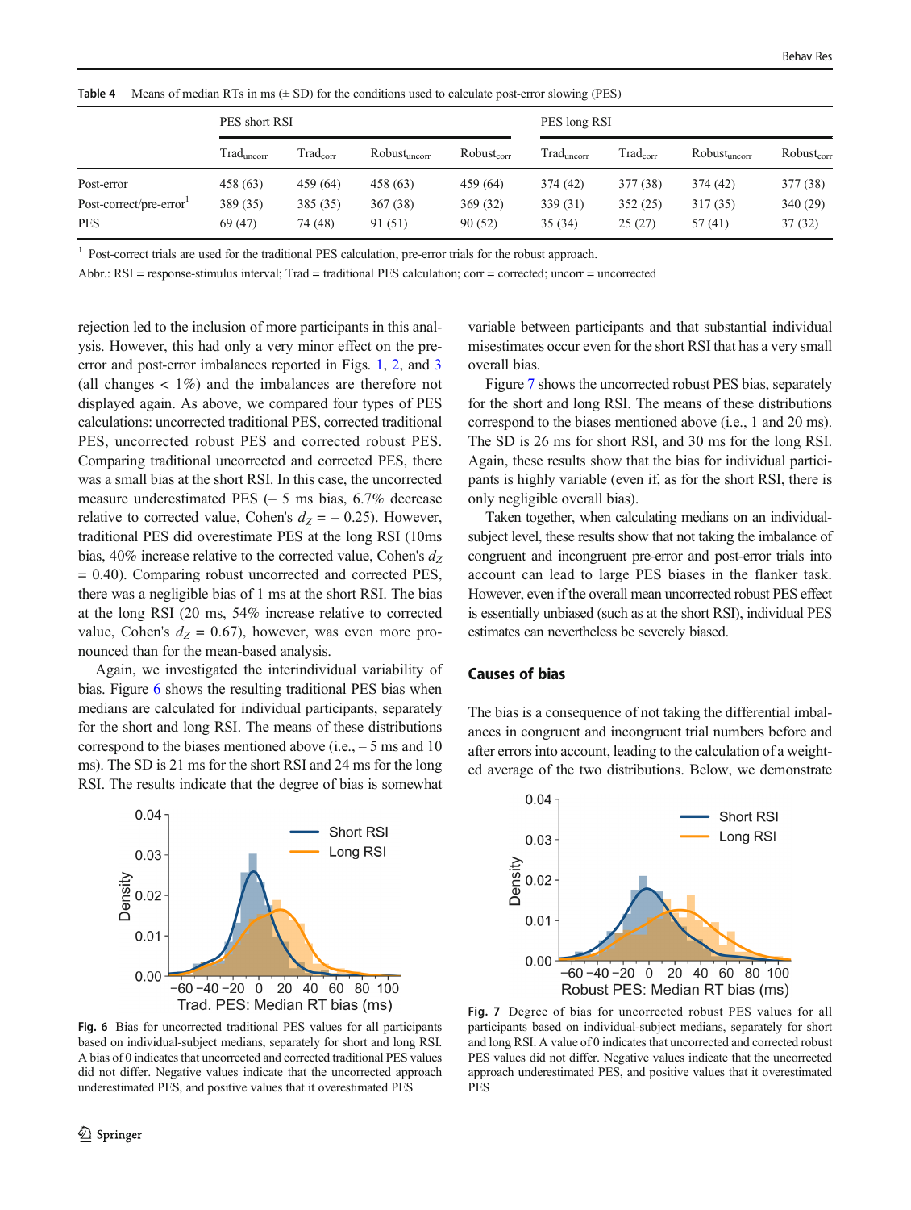Table 4 Means of median RTs in ms (± SD) for the conditions used to calculate post-error slowing (PES)

| | PES short RSI | | | | PES long RSI | | | |
|---|---|---|---|---|---|---|---|---|
| | $Trad_{uncorr}$ | $Trad_{corr}$ | $Robust_{uncorr}$ | $Robust_{corr}$ | $Trad_{uncorr}$ | $Trad_{corr}$ | $Robust_{uncorr}$ | $Robust_{corr}$ |
| Post-error | 458 (63) | 459 (64) | 458 (63) | 459 (64) | 374 (42) | 377 (38) | 374 (42) | 377 (38) |
| Post-correct/pre-error[1] | 389 (35) | 385 (35) | 367 (38) | 369 (32) | 339 (31) | 352 (25) | 317 (35) | 340 (29) |
| PES | 69 (47) | 74 (48) | 91 (51) | 90 (52) | 35 (34) | 25 (27) | 57 (41) | 37 (32) |

[1] Post-correct trials are used for the traditional PES calculation, pre-error trials for the robust approach.

Abbr.: RSI = response-stimulus interval; Trad = traditional PES calculation; corr = corrected; uncorr = uncorrected

rejection led to the inclusion of more participants in this analysis. However, this had only a very minor effect on the pre-error and post-error imbalances reported in Figs. 1, 2, and 3 (all changes < 1%) and the imbalances are therefore not displayed again. As above, we compared four types of PES calculations: uncorrected traditional PES, corrected traditional PES, uncorrected robust PES and corrected robust PES. Comparing traditional uncorrected and corrected PES, there was a small bias at the short RSI. In this case, the uncorrected measure underestimated PES (– 5 ms bias, 6.7% decrease relative to corrected value, Cohen's $d_Z = -0.25$). However, traditional PES did overestimate PES at the long RSI (10ms bias, 40% increase relative to the corrected value, Cohen's $d_Z = 0.40$). Comparing robust uncorrected and corrected PES, there was a negligible bias of 1 ms at the short RSI. The bias at the long RSI (20 ms, 54% increase relative to corrected value, Cohen's $d_Z = 0.67$), however, was even more pronounced than for the mean-based analysis.

Again, we investigated the interindividual variability of bias. Figure 6 shows the resulting traditional PES bias when medians are calculated for individual participants, separately for the short and long RSI. The means of these distributions correspond to the biases mentioned above (i.e., – 5 ms and 10 ms). The SD is 21 ms for the short RSI and 24 ms for the long RSI. The results indicate that the degree of bias is somewhat variable between participants and that substantial individual misestimates occur even for the short RSI that has a very small overall bias.

Figure 7 shows the uncorrected robust PES bias, separately for the short and long RSI. The means of these distributions correspond to the biases mentioned above (i.e., 1 and 20 ms). The SD is 26 ms for short RSI, and 30 ms for the long RSI. Again, these results show that the bias for individual participants is highly variable (even if, as for the short RSI, there is only negligible overall bias).

Taken together, when calculating medians on an individual-subject level, these results show that not taking the imbalance of congruent and incongruent pre-error and post-error trials into account can lead to large PES biases in the flanker task. However, even if the overall mean uncorrected robust PES effect is essentially unbiased (such as at the short RSI), individual PES estimates can nevertheless be severely biased.

## Causes of bias

The bias is a consequence of not taking the differential imbalances in congruent and incongruent trial numbers before and after errors into account, leading to the calculation of a weighted average of the two distributions. Below, we demonstrate

Short RSI
Long RSI
Density
0.04
0.03
0.02
0.01
0.00
−60 −40 −20 0 20 40 60 80 100
Trad. PES: Median RT bias (ms)

**Fig. 6** Bias for uncorrected traditional PES values for all participants based on individual-subject medians, separately for short and long RSI. A bias of 0 indicates that uncorrected and corrected traditional PES values did not differ. Negative values indicate that the uncorrected approach underestimated PES, and positive values that it overestimated PES

Short RSI
Long RSI
Density
0.04
0.03
0.02
0.01
0.00
−60 −40 −20 0 20 40 60 80 100
Robust PES: Median RT bias (ms)

**Fig. 7** Degree of bias for uncorrected robust PES values for all participants based on individual-subject medians, separately for short and long RSI. A value of 0 indicates that uncorrected and corrected robust PES values did not differ. Negative values indicate that the uncorrected approach underestimated PES, and positive values that it overestimated PES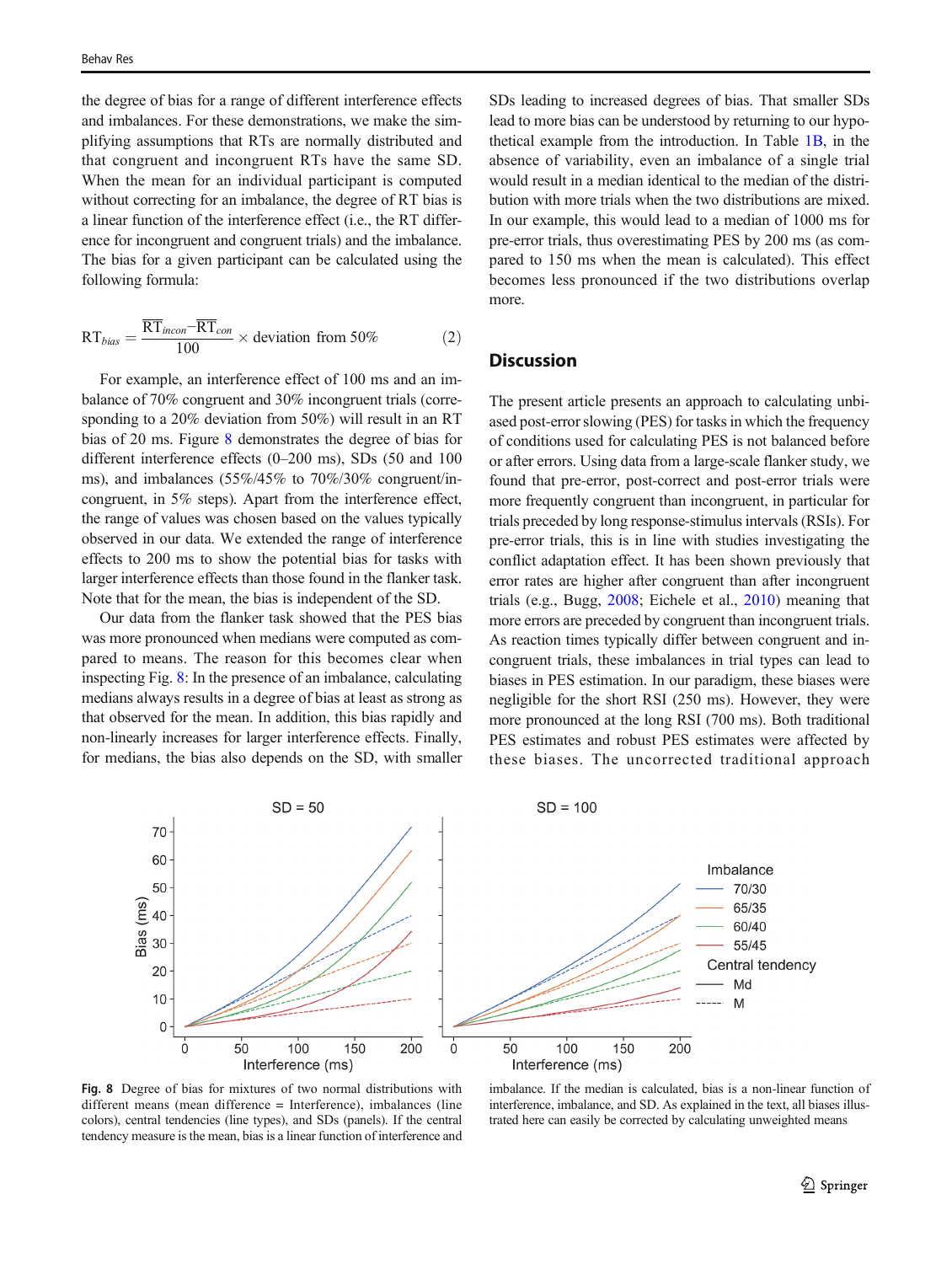the degree of bias for a range of different interference effects and imbalances. For these demonstrations, we make the simplifying assumptions that RTs are normally distributed and that congruent and incongruent RTs have the same SD. When the mean for an individual participant is computed without correcting for an imbalance, the degree of RT bias is a linear function of the interference effect (i.e., the RT difference for incongruent and congruent trials) and the imbalance. The bias for a given participant can be calculated using the following formula:

$$\mathrm{RT}_{bias} = \frac{\overline{\mathrm{RT}}_{incon} - \overline{\mathrm{RT}}_{con}}{100} \times \text{deviation from 50\%} \qquad (2)$$

For example, an interference effect of 100 ms and an imbalance of 70% congruent and 30% incongruent trials (corresponding to a 20% deviation from 50%) will result in an RT bias of 20 ms. Figure 8 demonstrates the degree of bias for different interference effects (0–200 ms), SDs (50 and 100 ms), and imbalances (55%/45% to 70%/30% congruent/incongruent, in 5% steps). Apart from the interference effect, the range of values was chosen based on the values typically observed in our data. We extended the range of interference effects to 200 ms to show the potential bias for tasks with larger interference effects than those found in the flanker task. Note that for the mean, the bias is independent of the SD.

Our data from the flanker task showed that the PES bias was more pronounced when medians were computed as compared to means. The reason for this becomes clear when inspecting Fig. 8: In the presence of an imbalance, calculating medians always results in a degree of bias at least as strong as that observed for the mean. In addition, this bias rapidly and non-linearly increases for larger interference effects. Finally, for medians, the bias also depends on the SD, with smaller SDs leading to increased degrees of bias. That smaller SDs lead to more bias can be understood by returning to our hypothetical example from the introduction. In Table 1B, in the absence of variability, even an imbalance of a single trial would result in a median identical to the median of the distribution with more trials when the two distributions are mixed. In our example, this would lead to a median of 1000 ms for pre-error trials, thus overestimating PES by 200 ms (as compared to 150 ms when the mean is calculated). This effect becomes less pronounced if the two distributions overlap more.

## Discussion

The present article presents an approach to calculating unbiased post-error slowing (PES) for tasks in which the frequency of conditions used for calculating PES is not balanced before or after errors. Using data from a large-scale flanker study, we found that pre-error, post-correct and post-error trials were more frequently congruent than incongruent, in particular for trials preceded by long response-stimulus intervals (RSIs). For pre-error trials, this is in line with studies investigating the conflict adaptation effect. It has been shown previously that error rates are higher after congruent than after incongruent trials (e.g., Bugg, 2008; Eichele et al., 2010) meaning that more errors are preceded by congruent than incongruent trials. As reaction times typically differ between congruent and incongruent trials, these imbalances in trial types can lead to biases in PES estimation. In our paradigm, these biases were negligible for the short RSI (250 ms). However, they were more pronounced at the long RSI (700 ms). Both traditional PES estimates and robust PES estimates were affected by these biases. The uncorrected traditional approach

SD = 50
SD = 100
Bias (ms)
0
10
20
30
40
50
60
70
Interference (ms)
0
50
100
150
200
Imbalance
70/30
65/35
60/40
55/45
Central tendency
Md
M

Fig. 8 Degree of bias for mixtures of two normal distributions with different means (mean difference = Interference), imbalances (line colors), central tendencies (line types), and SDs (panels). If the central tendency measure is the mean, bias is a linear function of interference and imbalance. If the median is calculated, bias is a non-linear function of interference, imbalance, and SD. As explained in the text, all biases illustrated here can easily be corrected by calculating unweighted means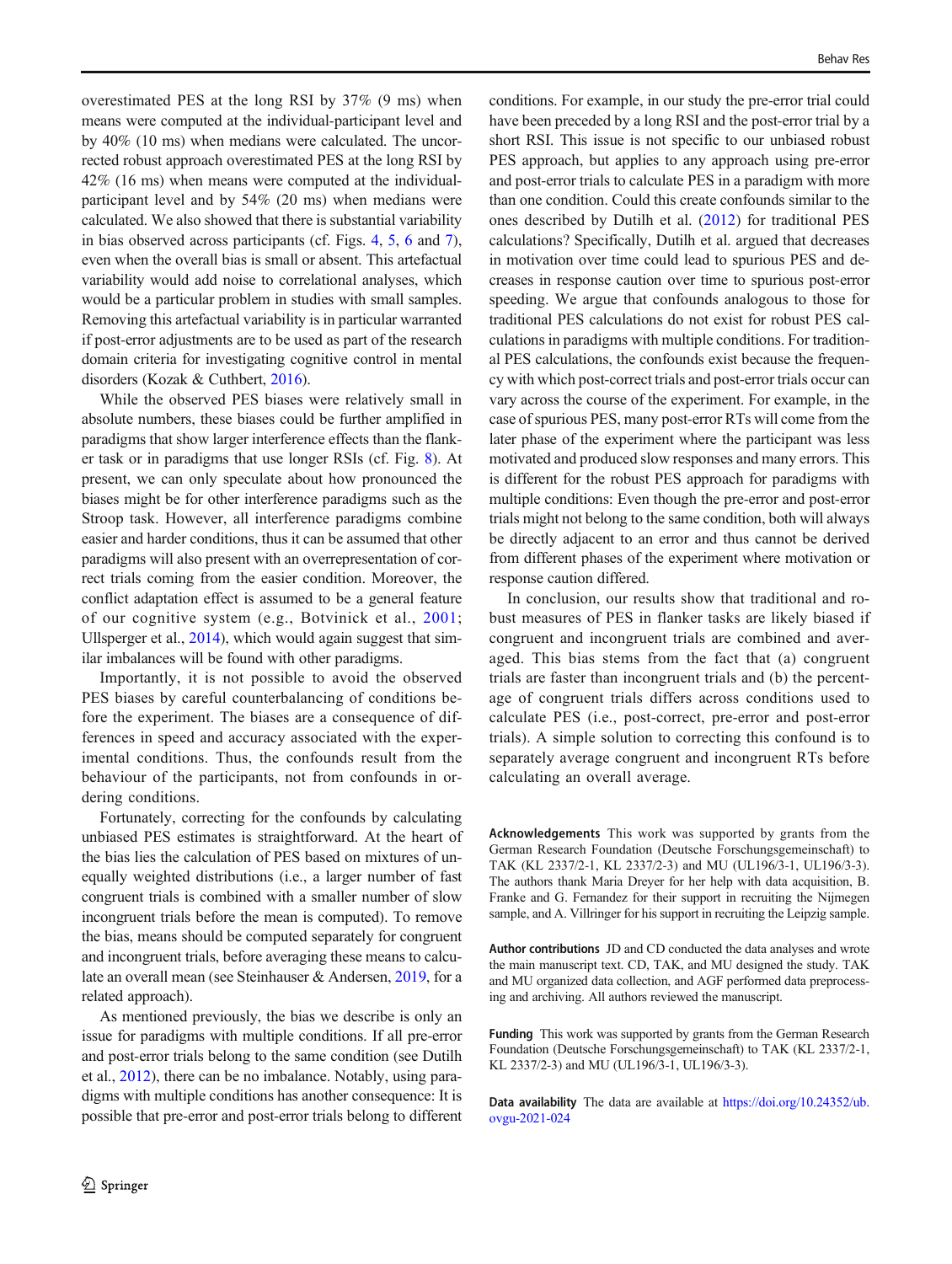overestimated PES at the long RSI by 37% (9 ms) when means were computed at the individual-participant level and by 40% (10 ms) when medians were calculated. The uncorrected robust approach overestimated PES at the long RSI by 42% (16 ms) when means were computed at the individual-participant level and by 54% (20 ms) when medians were calculated. We also showed that there is substantial variability in bias observed across participants (cf. Figs. 4, 5, 6 and 7), even when the overall bias is small or absent. This artefactual variability would add noise to correlational analyses, which would be a particular problem in studies with small samples. Removing this artefactual variability is in particular warranted if post-error adjustments are to be used as part of the research domain criteria for investigating cognitive control in mental disorders (Kozak & Cuthbert, 2016).

While the observed PES biases were relatively small in absolute numbers, these biases could be further amplified in paradigms that show larger interference effects than the flanker task or in paradigms that use longer RSIs (cf. Fig. 8). At present, we can only speculate about how pronounced the biases might be for other interference paradigms such as the Stroop task. However, all interference paradigms combine easier and harder conditions, thus it can be assumed that other paradigms will also present with an overrepresentation of correct trials coming from the easier condition. Moreover, the conflict adaptation effect is assumed to be a general feature of our cognitive system (e.g., Botvinick et al., 2001; Ullsperger et al., 2014), which would again suggest that similar imbalances will be found with other paradigms.

Importantly, it is not possible to avoid the observed PES biases by careful counterbalancing of conditions before the experiment. The biases are a consequence of differences in speed and accuracy associated with the experimental conditions. Thus, the confounds result from the behaviour of the participants, not from confounds in ordering conditions.

Fortunately, correcting for the confounds by calculating unbiased PES estimates is straightforward. At the heart of the bias lies the calculation of PES based on mixtures of unequally weighted distributions (i.e., a larger number of fast congruent trials is combined with a smaller number of slow incongruent trials before the mean is computed). To remove the bias, means should be computed separately for congruent and incongruent trials, before averaging these means to calculate an overall mean (see Steinhauser & Andersen, 2019, for a related approach).

As mentioned previously, the bias we describe is only an issue for paradigms with multiple conditions. If all pre-error and post-error trials belong to the same condition (see Dutilh et al., 2012), there can be no imbalance. Notably, using paradigms with multiple conditions has another consequence: It is possible that pre-error and post-error trials belong to different conditions. For example, in our study the pre-error trial could have been preceded by a long RSI and the post-error trial by a short RSI. This issue is not specific to our unbiased robust PES approach, but applies to any approach using pre-error and post-error trials to calculate PES in a paradigm with more than one condition. Could this create confounds similar to the ones described by Dutilh et al. (2012) for traditional PES calculations? Specifically, Dutilh et al. argued that decreases in motivation over time could lead to spurious PES and decreases in response caution over time to spurious post-error speeding. We argue that confounds analogous to those for traditional PES calculations do not exist for robust PES calculations in paradigms with multiple conditions. For traditional PES calculations, the confounds exist because the frequency with which post-correct trials and post-error trials occur can vary across the course of the experiment. For example, in the case of spurious PES, many post-error RTs will come from the later phase of the experiment where the participant was less motivated and produced slow responses and many errors. This is different for the robust PES approach for paradigms with multiple conditions: Even though the pre-error and post-error trials might not belong to the same condition, both will always be directly adjacent to an error and thus cannot be derived from different phases of the experiment where motivation or response caution differed.

In conclusion, our results show that traditional and robust measures of PES in flanker tasks are likely biased if congruent and incongruent trials are combined and averaged. This bias stems from the fact that (a) congruent trials are faster than incongruent trials and (b) the percentage of congruent trials differs across conditions used to calculate PES (i.e., post-correct, pre-error and post-error trials). A simple solution to correcting this confound is to separately average congruent and incongruent RTs before calculating an overall average.

**Acknowledgements** This work was supported by grants from the German Research Foundation (Deutsche Forschungsgemeinschaft) to TAK (KL 2337/2-1, KL 2337/2-3) and MU (UL196/3-1, UL196/3-3). The authors thank Maria Dreyer for her help with data acquisition, B. Franke and G. Fernandez for their support in recruiting the Nijmegen sample, and A. Villringer for his support in recruiting the Leipzig sample.

**Author contributions** JD and CD conducted the data analyses and wrote the main manuscript text. CD, TAK, and MU designed the study. TAK and MU organized data collection, and AGF performed data preprocessing and archiving. All authors reviewed the manuscript.

**Funding** This work was supported by grants from the German Research Foundation (Deutsche Forschungsgemeinschaft) to TAK (KL 2337/2-1, KL 2337/2-3) and MU (UL196/3-1, UL196/3-3).

**Data availability** The data are available at https://doi.org/10.24352/ub.ovgu-2021-024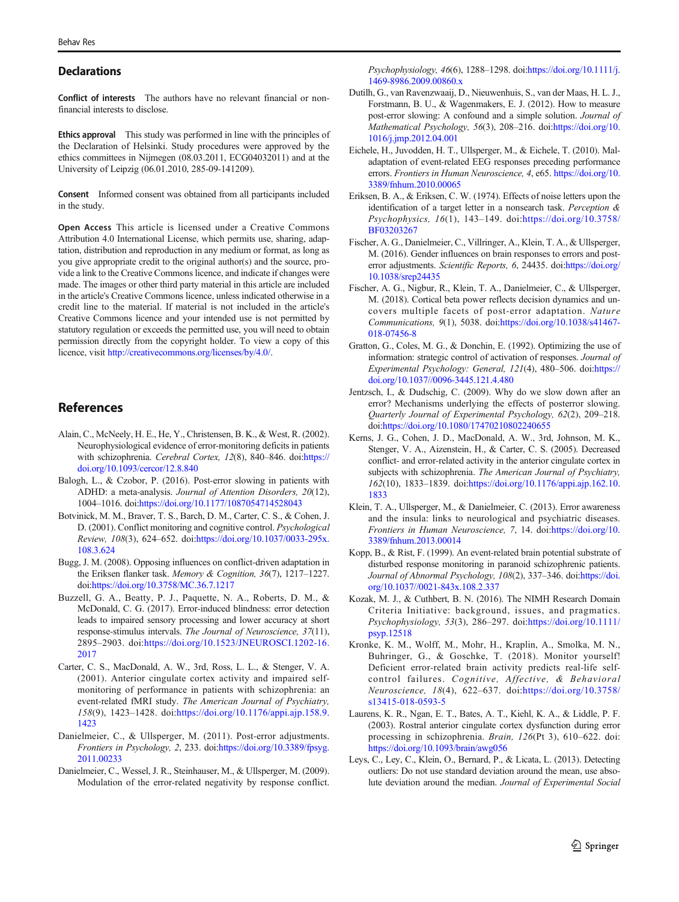## Declarations

**Conflict of interests** The authors have no relevant financial or non-financial interests to disclose.

**Ethics approval** This study was performed in line with the principles of the Declaration of Helsinki. Study procedures were approved by the ethics committees in Nijmegen (08.03.2011, ECG04032011) and at the University of Leipzig (06.01.2010, 285-09-141209).

**Consent** Informed consent was obtained from all participants included in the study.

**Open Access** This article is licensed under a Creative Commons Attribution 4.0 International License, which permits use, sharing, adaptation, distribution and reproduction in any medium or format, as long as you give appropriate credit to the original author(s) and the source, provide a link to the Creative Commons licence, and indicate if changes were made. The images or other third party material in this article are included in the article's Creative Commons licence, unless indicated otherwise in a credit line to the material. If material is not included in the article's Creative Commons licence and your intended use is not permitted by statutory regulation or exceeds the permitted use, you will need to obtain permission directly from the copyright holder. To view a copy of this licence, visit http://creativecommons.org/licenses/by/4.0/.

## References

Alain, C., McNeely, H. E., He, Y., Christensen, B. K., & West, R. (2002). Neurophysiological evidence of error-monitoring deficits in patients with schizophrenia. *Cerebral Cortex, 12*(8), 840–846. doi:https://doi.org/10.1093/cercor/12.8.840

Balogh, L., & Czobor, P. (2016). Post-error slowing in patients with ADHD: a meta-analysis. *Journal of Attention Disorders, 20*(12), 1004–1016. doi:https://doi.org/10.1177/1087054714528043

Botvinick, M. M., Braver, T. S., Barch, D. M., Carter, C. S., & Cohen, J. D. (2001). Conflict monitoring and cognitive control. *Psychological Review, 108*(3), 624–652. doi:https://doi.org/10.1037/0033-295x.108.3.624

Bugg, J. M. (2008). Opposing influences on conflict-driven adaptation in the Eriksen flanker task. *Memory & Cognition, 36*(7), 1217–1227. doi:https://doi.org/10.3758/MC.36.7.1217

Buzzell, G. A., Beatty, P. J., Paquette, N. A., Roberts, D. M., & McDonald, C. G. (2017). Error-induced blindness: error detection leads to impaired sensory processing and lower accuracy at short response-stimulus intervals. *The Journal of Neuroscience, 37*(11), 2895–2903. doi:https://doi.org/10.1523/JNEUROSCI.1202-16.2017

Carter, C. S., MacDonald, A. W., 3rd, Ross, L. L., & Stenger, V. A. (2001). Anterior cingulate cortex activity and impaired self-monitoring of performance in patients with schizophrenia: an event-related fMRI study. *The American Journal of Psychiatry, 158*(9), 1423–1428. doi:https://doi.org/10.1176/appi.ajp.158.9.1423

Danielmeier, C., & Ullsperger, M. (2011). Post-error adjustments. *Frontiers in Psychology, 2*, 233. doi:https://doi.org/10.3389/fpsyg.2011.00233

Danielmeier, C., Wessel, J. R., Steinhauser, M., & Ullsperger, M. (2009). Modulation of the error-related negativity by response conflict. *Psychophysiology, 46*(6), 1288–1298. doi:https://doi.org/10.1111/j.1469-8986.2009.00860.x

Dutilh, G., van Ravenzwaaij, D., Nieuwenhuis, S., van der Maas, H. L. J., Forstmann, B. U., & Wagenmakers, E. J. (2012). How to measure post-error slowing: A confound and a simple solution. *Journal of Mathematical Psychology, 56*(3), 208–216. doi:https://doi.org/10.1016/j.jmp.2012.04.001

Eichele, H., Juvodden, H. T., Ullsperger, M., & Eichele, T. (2010). Mal-adaptation of event-related EEG responses preceding performance errors. *Frontiers in Human Neuroscience, 4*, e65. https://doi.org/10.3389/fnhum.2010.00065

Eriksen, B. A., & Eriksen, C. W. (1974). Effects of noise letters upon the identification of a target letter in a nonsearch task. *Perception & Psychophysics, 16*(1), 143–149. doi:https://doi.org/10.3758/BF03203267

Fischer, A. G., Danielmeier, C., Villringer, A., Klein, T. A., & Ullsperger, M. (2016). Gender influences on brain responses to errors and post-error adjustments. *Scientific Reports, 6*, 24435. doi:https://doi.org/10.1038/srep24435

Fischer, A. G., Nigbur, R., Klein, T. A., Danielmeier, C., & Ullsperger, M. (2018). Cortical beta power reflects decision dynamics and uncovers multiple facets of post-error adaptation. *Nature Communications, 9*(1), 5038. doi:https://doi.org/10.1038/s41467-018-07456-8

Gratton, G., Coles, M. G., & Donchin, E. (1992). Optimizing the use of information: strategic control of activation of responses. *Journal of Experimental Psychology: General, 121*(4), 480–506. doi:https://doi.org/10.1037//0096-3445.121.4.480

Jentzsch, I., & Dudschig, C. (2009). Why do we slow down after an error? Mechanisms underlying the effects of posterror slowing. *Quarterly Journal of Experimental Psychology, 62*(2), 209–218. doi:https://doi.org/10.1080/17470210802240655

Kerns, J. G., Cohen, J. D., MacDonald, A. W., 3rd, Johnson, M. K., Stenger, V. A., Aizenstein, H., & Carter, C. S. (2005). Decreased conflict- and error-related activity in the anterior cingulate cortex in subjects with schizophrenia. *The American Journal of Psychiatry, 162*(10), 1833–1839. doi:https://doi.org/10.1176/appi.ajp.162.10.1833

Klein, T. A., Ullsperger, M., & Danielmeier, C. (2013). Error awareness and the insula: links to neurological and psychiatric diseases. *Frontiers in Human Neuroscience, 7*, 14. doi:https://doi.org/10.3389/fnhum.2013.00014

Kopp, B., & Rist, F. (1999). An event-related brain potential substrate of disturbed response monitoring in paranoid schizophrenic patients. *Journal of Abnormal Psychology, 108*(2), 337–346. doi:https://doi.org/10.1037//0021-843x.108.2.337

Kozak, M. J., & Cuthbert, B. N. (2016). The NIMH Research Domain Criteria Initiative: background, issues, and pragmatics. *Psychophysiology, 53*(3), 286–297. doi:https://doi.org/10.1111/psyp.12518

Kronke, K. M., Wolff, M., Mohr, H., Kraplin, A., Smolka, M. N., Buhringer, G., & Goschke, T. (2018). Monitor yourself! Deficient error-related brain activity predicts real-life self-control failures. *Cognitive, Affective, & Behavioral Neuroscience, 18*(4), 622–637. doi:https://doi.org/10.3758/s13415-018-0593-5

Laurens, K. R., Ngan, E. T., Bates, A. T., Kiehl, K. A., & Liddle, P. F. (2003). Rostral anterior cingulate cortex dysfunction during error processing in schizophrenia. *Brain, 126*(Pt 3), 610–622. doi:https://doi.org/10.1093/brain/awg056

Leys, C., Ley, C., Klein, O., Bernard, P., & Licata, L. (2013). Detecting outliers: Do not use standard deviation around the mean, use absolute deviation around the median. *Journal of Experimental Social*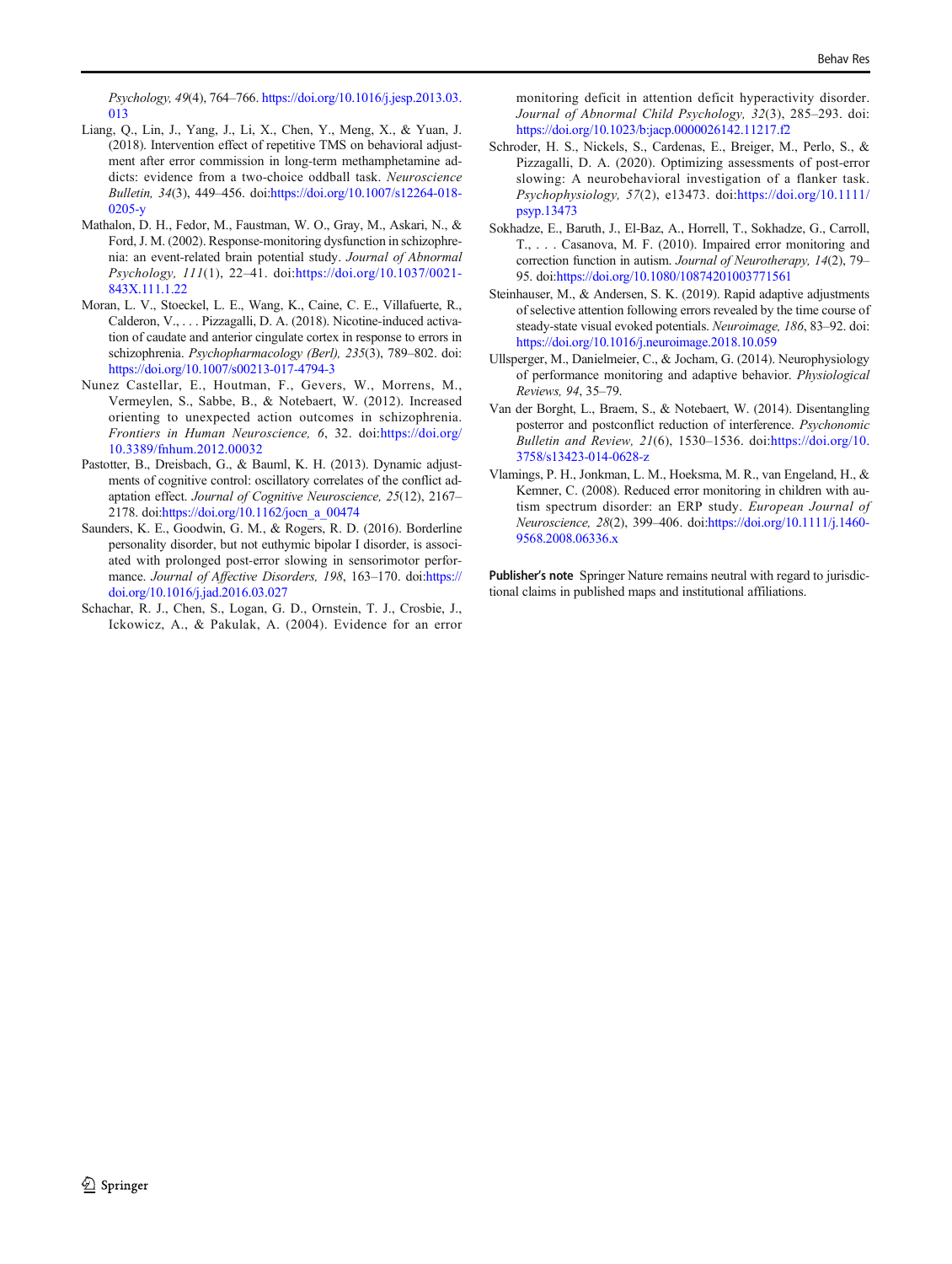*Psychology, 49*(4), 764–766. https://doi.org/10.1016/j.jesp.2013.03.013

Liang, Q., Lin, J., Yang, J., Li, X., Chen, Y., Meng, X., & Yuan, J. (2018). Intervention effect of repetitive TMS on behavioral adjustment after error commission in long-term methamphetamine addicts: evidence from a two-choice oddball task. *Neuroscience Bulletin, 34*(3), 449–456. doi:https://doi.org/10.1007/s12264-018-0205-y

Mathalon, D. H., Fedor, M., Faustman, W. O., Gray, M., Askari, N., & Ford, J. M. (2002). Response-monitoring dysfunction in schizophrenia: an event-related brain potential study. *Journal of Abnormal Psychology, 111*(1), 22–41. doi:https://doi.org/10.1037/0021-843X.111.1.22

Moran, L. V., Stoeckel, L. E., Wang, K., Caine, C. E., Villafuerte, R., Calderon, V., . . . Pizzagalli, D. A. (2018). Nicotine-induced activation of caudate and anterior cingulate cortex in response to errors in schizophrenia. *Psychopharmacology (Berl), 235*(3), 789–802. doi:https://doi.org/10.1007/s00213-017-4794-3

Nunez Castellar, E., Houtman, F., Gevers, W., Morrens, M., Vermeylen, S., Sabbe, B., & Notebaert, W. (2012). Increased orienting to unexpected action outcomes in schizophrenia. *Frontiers in Human Neuroscience, 6*, 32. doi:https://doi.org/10.3389/fnhum.2012.00032

Pastotter, B., Dreisbach, G., & Bauml, K. H. (2013). Dynamic adjustments of cognitive control: oscillatory correlates of the conflict adaptation effect. *Journal of Cognitive Neuroscience, 25*(12), 2167–2178. doi:https://doi.org/10.1162/jocn_a_00474

Saunders, K. E., Goodwin, G. M., & Rogers, R. D. (2016). Borderline personality disorder, but not euthymic bipolar I disorder, is associated with prolonged post-error slowing in sensorimotor performance. *Journal of Affective Disorders, 198*, 163–170. doi:https://doi.org/10.1016/j.jad.2016.03.027

Schachar, R. J., Chen, S., Logan, G. D., Ornstein, T. J., Crosbie, J., Ickowicz, A., & Pakulak, A. (2004). Evidence for an error monitoring deficit in attention deficit hyperactivity disorder. *Journal of Abnormal Child Psychology, 32*(3), 285–293. doi:https://doi.org/10.1023/b:jacp.0000026142.11217.f2

Schroder, H. S., Nickels, S., Cardenas, E., Breiger, M., Perlo, S., & Pizzagalli, D. A. (2020). Optimizing assessments of post-error slowing: A neurobehavioral investigation of a flanker task. *Psychophysiology, 57*(2), e13473. doi:https://doi.org/10.1111/psyp.13473

Sokhadze, E., Baruth, J., El-Baz, A., Horrell, T., Sokhadze, G., Carroll, T., . . . Casanova, M. F. (2010). Impaired error monitoring and correction function in autism. *Journal of Neurotherapy, 14*(2), 79–95. doi:https://doi.org/10.1080/10874201003771561

Steinhauser, M., & Andersen, S. K. (2019). Rapid adaptive adjustments of selective attention following errors revealed by the time course of steady-state visual evoked potentials. *Neuroimage, 186*, 83–92. doi:https://doi.org/10.1016/j.neuroimage.2018.10.059

Ullsperger, M., Danielmeier, C., & Jocham, G. (2014). Neurophysiology of performance monitoring and adaptive behavior. *Physiological Reviews, 94*, 35–79.

Van der Borght, L., Braem, S., & Notebaert, W. (2014). Disentangling posterror and postconflict reduction of interference. *Psychonomic Bulletin and Review, 21*(6), 1530–1536. doi:https://doi.org/10.3758/s13423-014-0628-z

Vlamings, P. H., Jonkman, L. M., Hoeksma, M. R., van Engeland, H., & Kemner, C. (2008). Reduced error monitoring in children with autism spectrum disorder: an ERP study. *European Journal of Neuroscience, 28*(2), 399–406. doi:https://doi.org/10.1111/j.1460-9568.2008.06336.x

**Publisher's note** Springer Nature remains neutral with regard to jurisdictional claims in published maps and institutional affiliations.